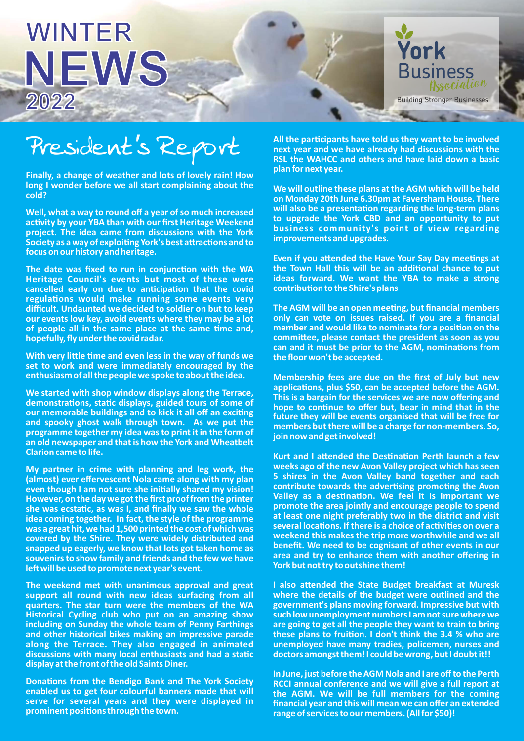# WINTER NEWS 2022

York Business Association
Building Stronger Businesses

## President's Report

**Finally, a change of weather and lots of lovely rain! How long I wonder before we all start complaining about the cold?**

**Well, what a way to round off a year of so much increased activity by your YBA than with our first Heritage Weekend project. The idea came from discussions with the York Society as a way of exploiting York's best attractions and to focus on our history and heritage.**

**The date was fixed to run in conjunction with the WA Heritage Council's events but most of these were cancelled early on due to anticipation that the covid regulations would make running some events very difficult. Undaunted we decided to soldier on but to keep our events low key, avoid events where they may be a lot of people all in the same place at the same time and, hopefully, fly under the covid radar.**

**With very little time and even less in the way of funds we set to work and were immediately encouraged by the enthusiasm of all the people we spoke to about the idea.**

**We started with shop window displays along the Terrace, demonstrations, static displays, guided tours of some of our memorable buildings and to kick it all off an exciting and spooky ghost walk through town. As we put the programme together my idea was to print it in the form of an old newspaper and that is how the York and Wheatbelt Clarion came to life.**

**My partner in crime with planning and leg work, the (almost) ever effervescent Nola came along with my plan even though I am not sure she initially shared my vision! However, on the day we got the first proof from the printer she was ecstatic, as was I, and finally we saw the whole idea coming together. In fact, the style of the programme was a great hit, we had 1,500 printed the cost of which was covered by the Shire. They were widely distributed and snapped up eagerly, we know that lots got taken home as souvenirs to show family and friends and the few we have left will be used to promote next year's event.**

**The weekend met with unanimous approval and great support all round with new ideas surfacing from all quarters. The star turn were the members of the WA Historical Cycling club who put on an amazing show including on Sunday the whole team of Penny Farthings and other historical bikes making an impressive parade along the Terrace. They also engaged in animated discussions with many local enthusiasts and had a static display at the front of the old Saints Diner.**

**Donations from the Bendigo Bank and The York Society enabled us to get four colourful banners made that will serve for several years and they were displayed in prominent positions through the town.**

**All the participants have told us they want to be involved next year and we have already had discussions with the RSL the WAHCC and others and have laid down a basic plan for next year.**

**We will outline these plans at the AGM which will be held on Monday 20th June 6.30pm at Faversham House. There will also be a presentation regarding the long-term plans to upgrade the York CBD and an opportunity to put business community's point of view regarding improvements and upgrades.**

**Even if you attended the Have Your Say Day meetings at the Town Hall this will be an additional chance to put ideas forward. We want the YBA to make a strong contribution to the Shire's plans**

**The AGM will be an open meeting, but financial members only can vote on issues raised. If you are a financial member and would like to nominate for a position on the committee, please contact the president as soon as you can and it must be prior to the AGM, nominations from the floor won't be accepted.**

**Membership fees are due on the first of July but new applications, plus $50, can be accepted before the AGM. This is a bargain for the services we are now offering and hope to continue to offer but, bear in mind that in the future they will be events organised that will be free for members but there will be a charge for non-members. So, join now and get involved!**

**Kurt and I attended the Destination Perth launch a few weeks ago of the new Avon Valley project which has seen 5 shires in the Avon Valley band together and each contribute towards the advertising promoting the Avon Valley as a destination. We feel it is important we promote the area jointly and encourage people to spend at least one night preferably two in the district and visit several locations. If there is a choice of activities on over a weekend this makes the trip more worthwhile and we all benefit. We need to be cognisant of other events in our area and try to enhance them with another offering in York but not try to outshine them!**

**I also attended the State Budget breakfast at Muresk where the details of the budget were outlined and the government's plans moving forward. Impressive but with such low unemployment numbers I am not sure where we are going to get all the people they want to train to bring these plans to fruition. I don't think the 3.4 % who are unemployed have many tradies, policemen, nurses and doctors amongst them! I could be wrong, but I doubt it!!**

**In June, just before the AGM Nola and I are off to the Perth RCCI annual conference and we will give a full report at the AGM. We will be full members for the coming financial year and this will mean we can offer an extended range of services to our members. (All for $50)!**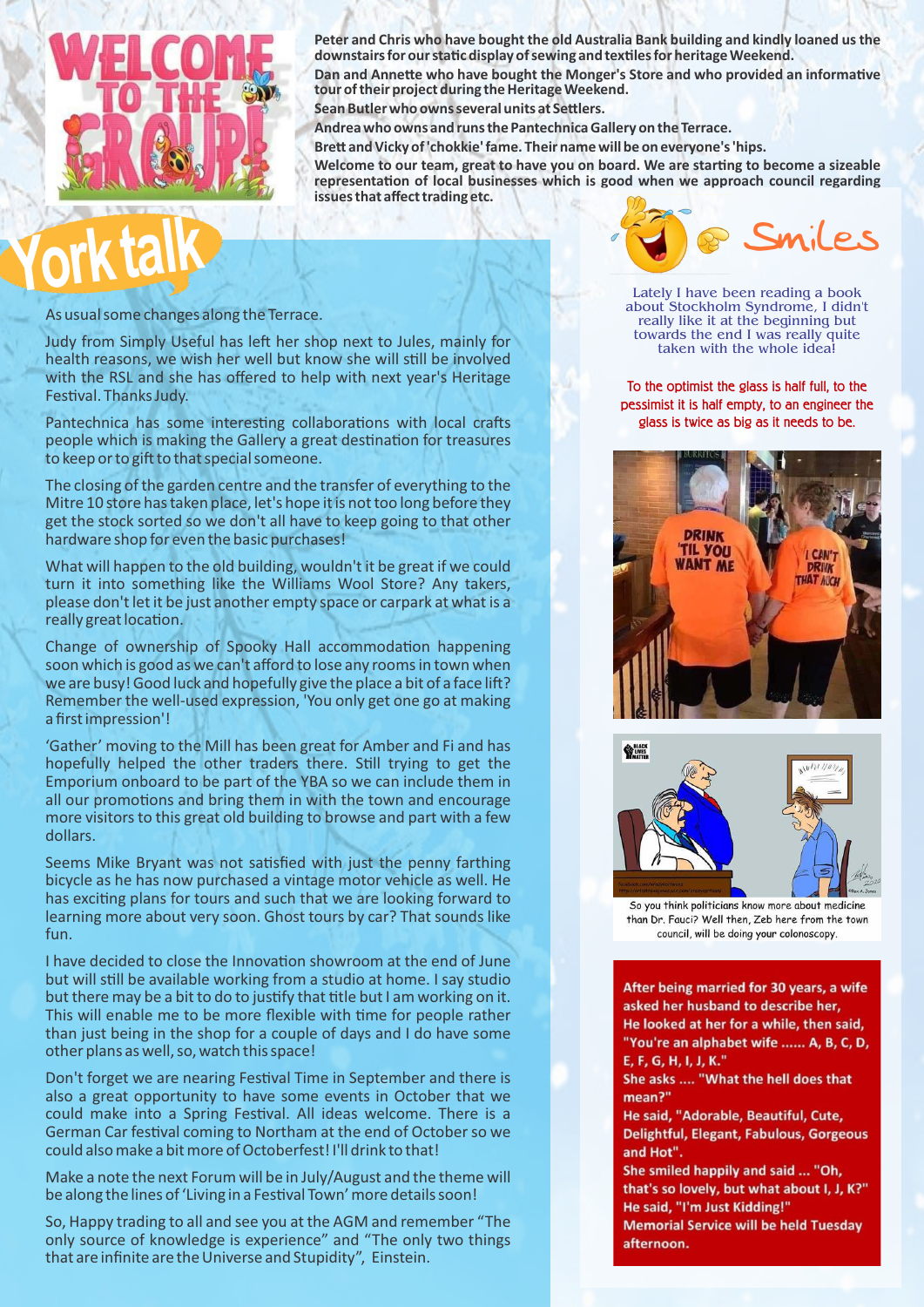**Peter and Chris who have bought the old Australia Bank building and kindly loaned us the downstairs for our static display of sewing and textiles for heritage Weekend.**

**Dan and Annette who have bought the Monger's Store and who provided an informative tour of their project during the Heritage Weekend.**

**Sean Butler who owns several units at Settlers.**

**Andrea who owns and runs the Pantechnica Gallery on the Terrace.**

**Brett and Vicky of 'chokkie' fame. Their name will be on everyone's 'hips.**

**Welcome to our team, great to have you on board. We are starting to become a sizeable representation of local businesses which is good when we approach council regarding issues that affect trading etc.**

# York talk

As usual some changes along the Terrace.

Judy from Simply Useful has left her shop next to Jules, mainly for health reasons, we wish her well but know she will still be involved with the RSL and she has offered to help with next year's Heritage Festival. Thanks Judy.

Pantechnica has some interesting collaborations with local crafts people which is making the Gallery a great destination for treasures to keep or to gift to that special someone.

The closing of the garden centre and the transfer of everything to the Mitre 10 store has taken place, let's hope it is not too long before they get the stock sorted so we don't all have to keep going to that other hardware shop for even the basic purchases!

What will happen to the old building, wouldn't it be great if we could turn it into something like the Williams Wool Store? Any takers, please don't let it be just another empty space or carpark at what is a really great location.

Change of ownership of Spooky Hall accommodation happening soon which is good as we can't afford to lose any rooms in town when we are busy! Good luck and hopefully give the place a bit of a face lift? Remember the well-used expression, 'You only get one go at making a first impression'!

'Gather' moving to the Mill has been great for Amber and Fi and has hopefully helped the other traders there. Still trying to get the Emporium onboard to be part of the YBA so we can include them in all our promotions and bring them in with the town and encourage more visitors to this great old building to browse and part with a few dollars.

Seems Mike Bryant was not satisfied with just the penny farthing bicycle as he has now purchased a vintage motor vehicle as well. He has exciting plans for tours and such that we are looking forward to learning more about very soon. Ghost tours by car? That sounds like fun.

I have decided to close the Innovation showroom at the end of June but will still be available working from a studio at home. I say studio but there may be a bit to do to justify that title but I am working on it. This will enable me to be more flexible with time for people rather than just being in the shop for a couple of days and I do have some other plans as well, so, watch this space!

Don't forget we are nearing Festival Time in September and there is also a great opportunity to have some events in October that we could make into a Spring Festival. All ideas welcome. There is a German Car festival coming to Northam at the end of October so we could also make a bit more of Octoberfest! I'll drink to that!

Make a note the next Forum will be in July/August and the theme will be along the lines of 'Living in a Festival Town' more details soon!

So, Happy trading to all and see you at the AGM and remember "The only source of knowledge is experience" and "The only two things that are infinite are the Universe and Stupidity", Einstein.

## Smiles

Lately I have been reading a book about Stockholm Syndrome, I didn't really like it at the beginning but towards the end I was really quite taken with the whole idea!

To the optimist the glass is half full, to the pessimist it is half empty, to an engineer the glass is twice as big as it needs to be.

So you think politicians know more about medicine than Dr. Fauci? Well then, Zeb here from the town council, will be doing your colonoscopy.

**After being married for 30 years, a wife asked her husband to describe her,**
**He looked at her for a while, then said, "You're an alphabet wife ...... A, B, C, D, E, F, G, H, I, J, K."**
**She asks .... "What the hell does that mean?"**
**He said, "Adorable, Beautiful, Cute, Delightful, Elegant, Fabulous, Gorgeous and Hot".**
**She smiled happily and said ... "Oh, that's so lovely, but what about I, J, K?"**
**He said, "I'm Just Kidding!"**
**Memorial Service will be held Tuesday afternoon.**